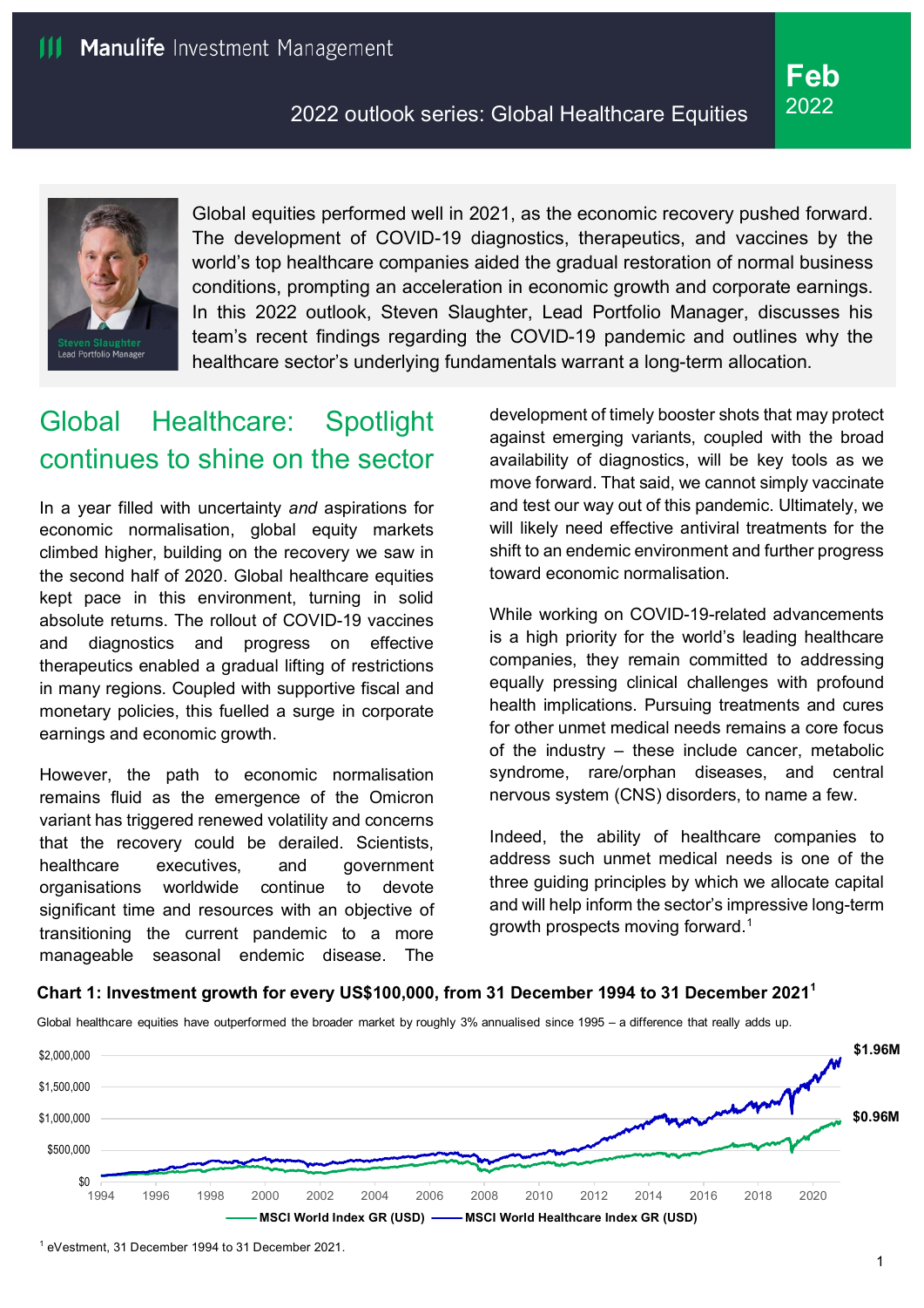Manulife Investment Management

2022 outlook series: Global Healthcare Equities

**Feb 2022**

Steven Slaughter
Lead Portfolio Manager

Global equities performed well in 2021, as the economic recovery pushed forward. The development of COVID-19 diagnostics, therapeutics, and vaccines by the world's top healthcare companies aided the gradual restoration of normal business conditions, prompting an acceleration in economic growth and corporate earnings. In this 2022 outlook, Steven Slaughter, Lead Portfolio Manager, discusses his team's recent findings regarding the COVID-19 pandemic and outlines why the healthcare sector's underlying fundamentals warrant a long-term allocation.

## Global Healthcare: Spotlight continues to shine on the sector

In a year filled with uncertainty *and* aspirations for economic normalisation, global equity markets climbed higher, building on the recovery we saw in the second half of 2020. Global healthcare equities kept pace in this environment, turning in solid absolute returns. The rollout of COVID-19 vaccines and diagnostics and progress on effective therapeutics enabled a gradual lifting of restrictions in many regions. Coupled with supportive fiscal and monetary policies, this fuelled a surge in corporate earnings and economic growth.

However, the path to economic normalisation remains fluid as the emergence of the Omicron variant has triggered renewed volatility and concerns that the recovery could be derailed. Scientists, healthcare executives, and government organisations worldwide continue to devote significant time and resources with an objective of transitioning the current pandemic to a more manageable seasonal endemic disease. The development of timely booster shots that may protect against emerging variants, coupled with the broad availability of diagnostics, will be key tools as we move forward. That said, we cannot simply vaccinate and test our way out of this pandemic. Ultimately, we will likely need effective antiviral treatments for the shift to an endemic environment and further progress toward economic normalisation.

While working on COVID-19-related advancements is a high priority for the world's leading healthcare companies, they remain committed to addressing equally pressing clinical challenges with profound health implications. Pursuing treatments and cures for other unmet medical needs remains a core focus of the industry – these include cancer, metabolic syndrome, rare/orphan diseases, and central nervous system (CNS) disorders, to name a few.

Indeed, the ability of healthcare companies to address such unmet medical needs is one of the three guiding principles by which we allocate capital and will help inform the sector's impressive long-term growth prospects moving forward.[1]

**Chart 1: Investment growth for every US$100,000, from 31 December 1994 to 31 December 2021[1]**

Global healthcare equities have outperformed the broader market by roughly 3% annualised since 1995 – a difference that really adds up.

Y-axis: $0 – $2,000,000. X-axis: 1994 – 2020.

- MSCI World Index GR (USD): **$0.96M**
- MSCI World Healthcare Index GR (USD): **$1.96M**

[1] eVestment, 31 December 1994 to 31 December 2021.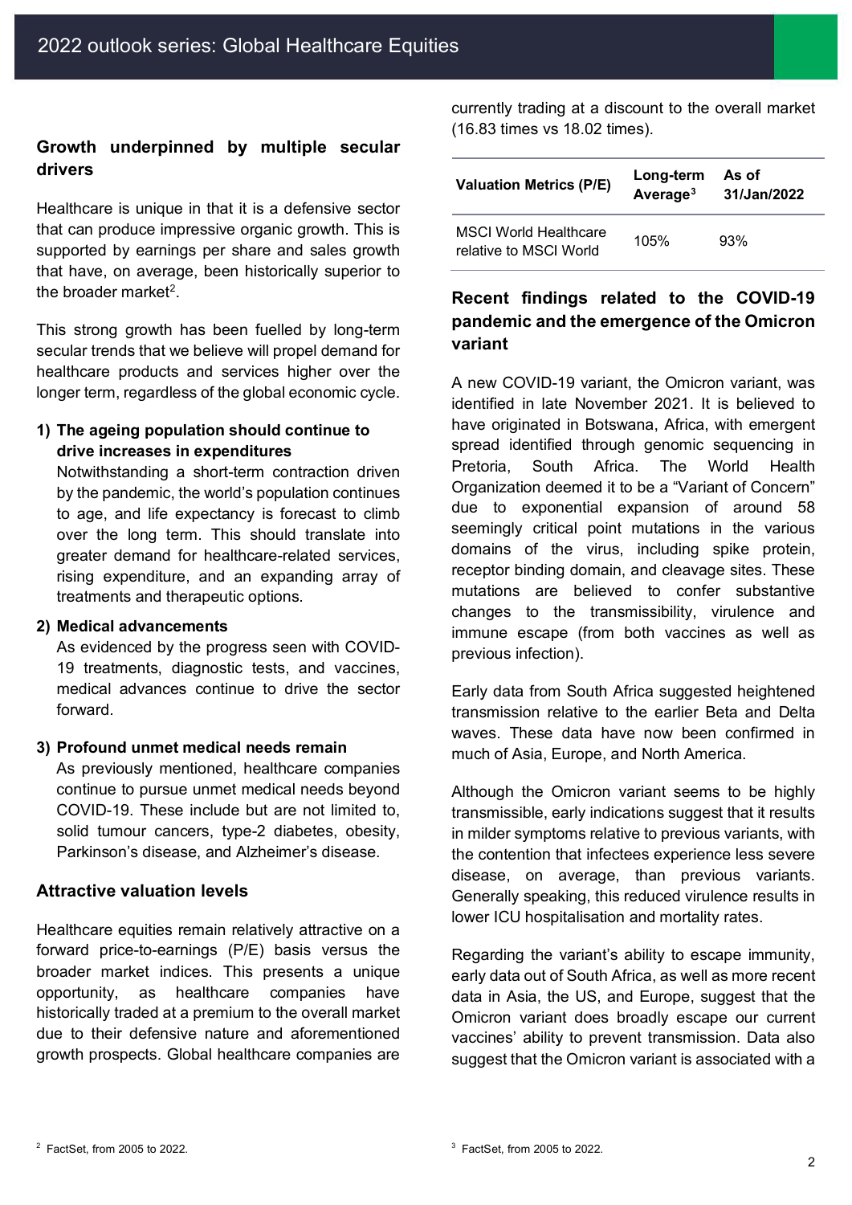## Growth underpinned by multiple secular drivers

Healthcare is unique in that it is a defensive sector that can produce impressive organic growth. This is supported by earnings per share and sales growth that have, on average, been historically superior to the broader market[2].

This strong growth has been fuelled by long-term secular trends that we believe will propel demand for healthcare products and services higher over the longer term, regardless of the global economic cycle.

1) **The ageing population should continue to drive increases in expenditures**
   Notwithstanding a short-term contraction driven by the pandemic, the world's population continues to age, and life expectancy is forecast to climb over the long term. This should translate into greater demand for healthcare-related services, rising expenditure, and an expanding array of treatments and therapeutic options.

2) **Medical advancements**
   As evidenced by the progress seen with COVID-19 treatments, diagnostic tests, and vaccines, medical advances continue to drive the sector forward.

3) **Profound unmet medical needs remain**
   As previously mentioned, healthcare companies continue to pursue unmet medical needs beyond COVID-19. These include but are not limited to, solid tumour cancers, type-2 diabetes, obesity, Parkinson's disease, and Alzheimer's disease.

## Attractive valuation levels

Healthcare equities remain relatively attractive on a forward price-to-earnings (P/E) basis versus the broader market indices. This presents a unique opportunity, as healthcare companies have historically traded at a premium to the overall market due to their defensive nature and aforementioned growth prospects. Global healthcare companies are currently trading at a discount to the overall market (16.83 times vs 18.02 times).

| Valuation Metrics (P/E) | Long-term Average[3] | As of 31/Jan/2022 |
|---|---|---|
| MSCI World Healthcare relative to MSCI World | 105% | 93% |

## Recent findings related to the COVID-19 pandemic and the emergence of the Omicron variant

A new COVID-19 variant, the Omicron variant, was identified in late November 2021. It is believed to have originated in Botswana, Africa, with emergent spread identified through genomic sequencing in Pretoria, South Africa. The World Health Organization deemed it to be a "Variant of Concern" due to exponential expansion of around 58 seemingly critical point mutations in the various domains of the virus, including spike protein, receptor binding domain, and cleavage sites. These mutations are believed to confer substantive changes to the transmissibility, virulence and immune escape (from both vaccines as well as previous infection).

Early data from South Africa suggested heightened transmission relative to the earlier Beta and Delta waves. These data have now been confirmed in much of Asia, Europe, and North America.

Although the Omicron variant seems to be highly transmissible, early indications suggest that it results in milder symptoms relative to previous variants, with the contention that infectees experience less severe disease, on average, than previous variants. Generally speaking, this reduced virulence results in lower ICU hospitalisation and mortality rates.

Regarding the variant's ability to escape immunity, early data out of South Africa, as well as more recent data in Asia, the US, and Europe, suggest that the Omicron variant does broadly escape our current vaccines' ability to prevent transmission. Data also suggest that the Omicron variant is associated with a

[2] FactSet, from 2005 to 2022.

[3] FactSet, from 2005 to 2022.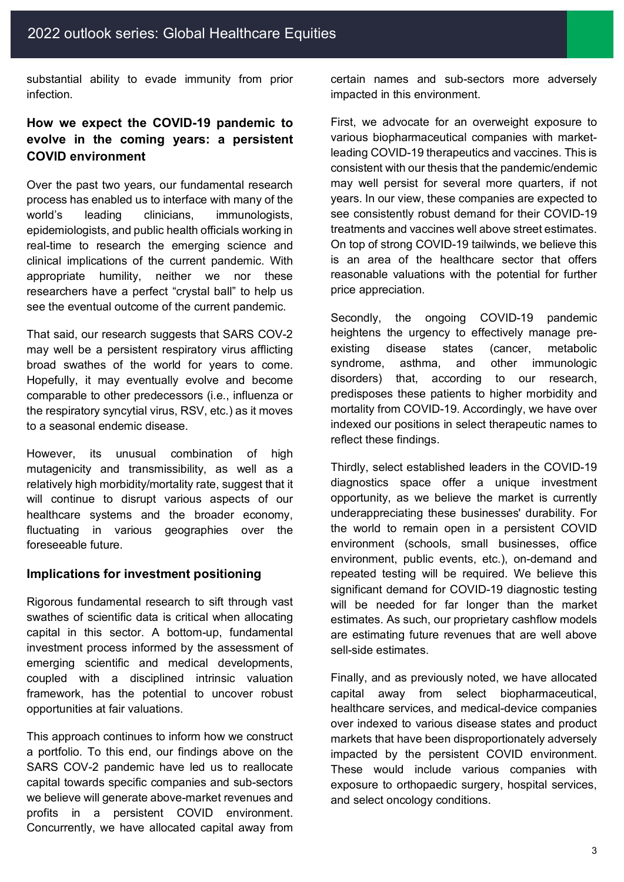substantial ability to evade immunity from prior infection.

## How we expect the COVID-19 pandemic to evolve in the coming years: a persistent COVID environment

Over the past two years, our fundamental research process has enabled us to interface with many of the world's leading clinicians, immunologists, epidemiologists, and public health officials working in real-time to research the emerging science and clinical implications of the current pandemic. With appropriate humility, neither we nor these researchers have a perfect "crystal ball" to help us see the eventual outcome of the current pandemic.

That said, our research suggests that SARS COV-2 may well be a persistent respiratory virus afflicting broad swathes of the world for years to come. Hopefully, it may eventually evolve and become comparable to other predecessors (i.e., influenza or the respiratory syncytial virus, RSV, etc.) as it moves to a seasonal endemic disease.

However, its unusual combination of high mutagenicity and transmissibility, as well as a relatively high morbidity/mortality rate, suggest that it will continue to disrupt various aspects of our healthcare systems and the broader economy, fluctuating in various geographies over the foreseeable future.

## Implications for investment positioning

Rigorous fundamental research to sift through vast swathes of scientific data is critical when allocating capital in this sector. A bottom-up, fundamental investment process informed by the assessment of emerging scientific and medical developments, coupled with a disciplined intrinsic valuation framework, has the potential to uncover robust opportunities at fair valuations.

This approach continues to inform how we construct a portfolio. To this end, our findings above on the SARS COV-2 pandemic have led us to reallocate capital towards specific companies and sub-sectors we believe will generate above-market revenues and profits in a persistent COVID environment. Concurrently, we have allocated capital away from certain names and sub-sectors more adversely impacted in this environment.

First, we advocate for an overweight exposure to various biopharmaceutical companies with market-leading COVID-19 therapeutics and vaccines. This is consistent with our thesis that the pandemic/endemic may well persist for several more quarters, if not years. In our view, these companies are expected to see consistently robust demand for their COVID-19 treatments and vaccines well above street estimates. On top of strong COVID-19 tailwinds, we believe this is an area of the healthcare sector that offers reasonable valuations with the potential for further price appreciation.

Secondly, the ongoing COVID-19 pandemic heightens the urgency to effectively manage pre-existing disease states (cancer, metabolic syndrome, asthma, and other immunologic disorders) that, according to our research, predisposes these patients to higher morbidity and mortality from COVID-19. Accordingly, we have over indexed our positions in select therapeutic names to reflect these findings.

Thirdly, select established leaders in the COVID-19 diagnostics space offer a unique investment opportunity, as we believe the market is currently underappreciating these businesses' durability. For the world to remain open in a persistent COVID environment (schools, small businesses, office environment, public events, etc.), on-demand and repeated testing will be required. We believe this significant demand for COVID-19 diagnostic testing will be needed for far longer than the market estimates. As such, our proprietary cashflow models are estimating future revenues that are well above sell-side estimates.

Finally, and as previously noted, we have allocated capital away from select biopharmaceutical, healthcare services, and medical-device companies over indexed to various disease states and product markets that have been disproportionately adversely impacted by the persistent COVID environment. These would include various companies with exposure to orthopaedic surgery, hospital services, and select oncology conditions.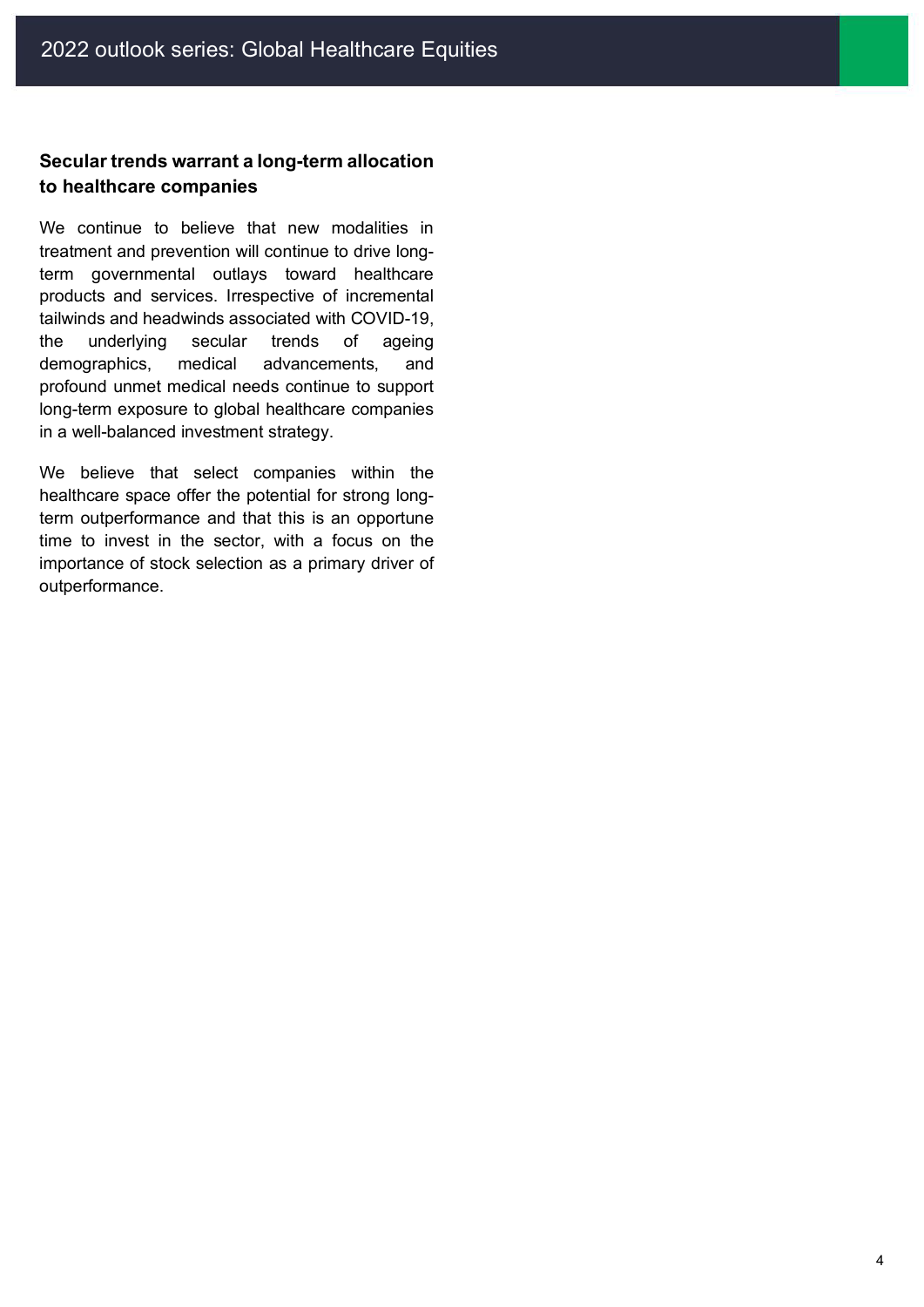## Secular trends warrant a long-term allocation to healthcare companies

We continue to believe that new modalities in treatment and prevention will continue to drive long-term governmental outlays toward healthcare products and services. Irrespective of incremental tailwinds and headwinds associated with COVID-19, the underlying secular trends of ageing demographics, medical advancements, and profound unmet medical needs continue to support long-term exposure to global healthcare companies in a well-balanced investment strategy.

We believe that select companies within the healthcare space offer the potential for strong long-term outperformance and that this is an opportune time to invest in the sector, with a focus on the importance of stock selection as a primary driver of outperformance.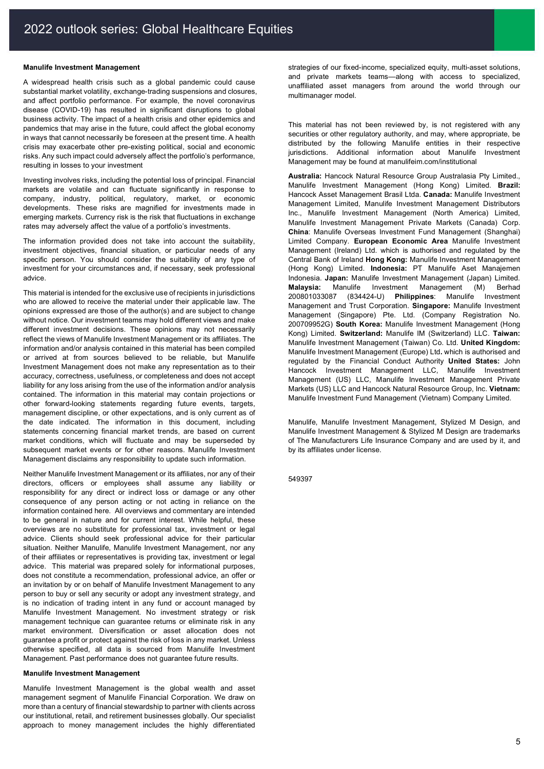**Manulife Investment Management**

A widespread health crisis such as a global pandemic could cause substantial market volatility, exchange-trading suspensions and closures, and affect portfolio performance. For example, the novel coronavirus disease (COVID-19) has resulted in significant disruptions to global business activity. The impact of a health crisis and other epidemics and pandemics that may arise in the future, could affect the global economy in ways that cannot necessarily be foreseen at the present time. A health crisis may exacerbate other pre-existing political, social and economic risks. Any such impact could adversely affect the portfolio's performance, resulting in losses to your investment

Investing involves risks, including the potential loss of principal. Financial markets are volatile and can fluctuate significantly in response to company, industry, political, regulatory, market, or economic developments. These risks are magnified for investments made in emerging markets. Currency risk is the risk that fluctuations in exchange rates may adversely affect the value of a portfolio's investments.

The information provided does not take into account the suitability, investment objectives, financial situation, or particular needs of any specific person. You should consider the suitability of any type of investment for your circumstances and, if necessary, seek professional advice.

This material is intended for the exclusive use of recipients in jurisdictions who are allowed to receive the material under their applicable law. The opinions expressed are those of the author(s) and are subject to change without notice. Our investment teams may hold different views and make different investment decisions. These opinions may not necessarily reflect the views of Manulife Investment Management or its affiliates. The information and/or analysis contained in this material has been compiled or arrived at from sources believed to be reliable, but Manulife Investment Management does not make any representation as to their accuracy, correctness, usefulness, or completeness and does not accept liability for any loss arising from the use of the information and/or analysis contained. The information in this material may contain projections or other forward-looking statements regarding future events, targets, management discipline, or other expectations, and is only current as of the date indicated. The information in this document, including statements concerning financial market trends, are based on current market conditions, which will fluctuate and may be superseded by subsequent market events or for other reasons. Manulife Investment Management disclaims any responsibility to update such information.

Neither Manulife Investment Management or its affiliates, nor any of their directors, officers or employees shall assume any liability or responsibility for any direct or indirect loss or damage or any other consequence of any person acting or not acting in reliance on the information contained here. All overviews and commentary are intended to be general in nature and for current interest. While helpful, these overviews are no substitute for professional tax, investment or legal advice. Clients should seek professional advice for their particular situation. Neither Manulife, Manulife Investment Management, nor any of their affiliates or representatives is providing tax, investment or legal advice. This material was prepared solely for informational purposes, does not constitute a recommendation, professional advice, an offer or an invitation by or on behalf of Manulife Investment Management to any person to buy or sell any security or adopt any investment strategy, and is no indication of trading intent in any fund or account managed by Manulife Investment Management. No investment strategy or risk management technique can guarantee returns or eliminate risk in any market environment. Diversification or asset allocation does not guarantee a profit or protect against the risk of loss in any market. Unless otherwise specified, all data is sourced from Manulife Investment Management. Past performance does not guarantee future results.

**Manulife Investment Management**

Manulife Investment Management is the global wealth and asset management segment of Manulife Financial Corporation. We draw on more than a century of financial stewardship to partner with clients across our institutional, retail, and retirement businesses globally. Our specialist approach to money management includes the highly differentiated strategies of our fixed-income, specialized equity, multi-asset solutions, and private markets teams—along with access to specialized, unaffiliated asset managers from around the world through our multimanager model.

This material has not been reviewed by, is not registered with any securities or other regulatory authority, and may, where appropriate, be distributed by the following Manulife entities in their respective jurisdictions. Additional information about Manulife Investment Management may be found at manulifeim.com/institutional

**Australia:** Hancock Natural Resource Group Australasia Pty Limited., Manulife Investment Management (Hong Kong) Limited. **Brazil:** Hancock Asset Management Brasil Ltda. **Canada:** Manulife Investment Management Limited, Manulife Investment Management Distributors Inc., Manulife Investment Management (North America) Limited, Manulife Investment Management Private Markets (Canada) Corp. **China**: Manulife Overseas Investment Fund Management (Shanghai) Limited Company. **European Economic Area** Manulife Investment Management (Ireland) Ltd. which is authorised and regulated by the Central Bank of Ireland **Hong Kong:** Manulife Investment Management (Hong Kong) Limited. **Indonesia:** PT Manulife Aset Manajemen Indonesia. **Japan:** Manulife Investment Management (Japan) Limited. **Malaysia:** Manulife Investment Management (M) Berhad 200801033087 (834424-U) **Philippines**: Manulife Investment Management and Trust Corporation. **Singapore:** Manulife Investment Management (Singapore) Pte. Ltd. (Company Registration No. 200709952G) **South Korea:** Manulife Investment Management (Hong Kong) Limited. **Switzerland:** Manulife IM (Switzerland) LLC. **Taiwan:** Manulife Investment Management (Taiwan) Co. Ltd. **United Kingdom:** Manulife Investment Management (Europe) Ltd**.** which is authorised and regulated by the Financial Conduct Authority **United States:** John Hancock Investment Management LLC, Manulife Investment Management (US) LLC, Manulife Investment Management Private Markets (US) LLC and Hancock Natural Resource Group, Inc. **Vietnam:** Manulife Investment Fund Management (Vietnam) Company Limited.

Manulife, Manulife Investment Management, Stylized M Design, and Manulife Investment Management & Stylized M Design are trademarks of The Manufacturers Life Insurance Company and are used by it, and by its affiliates under license.

549397